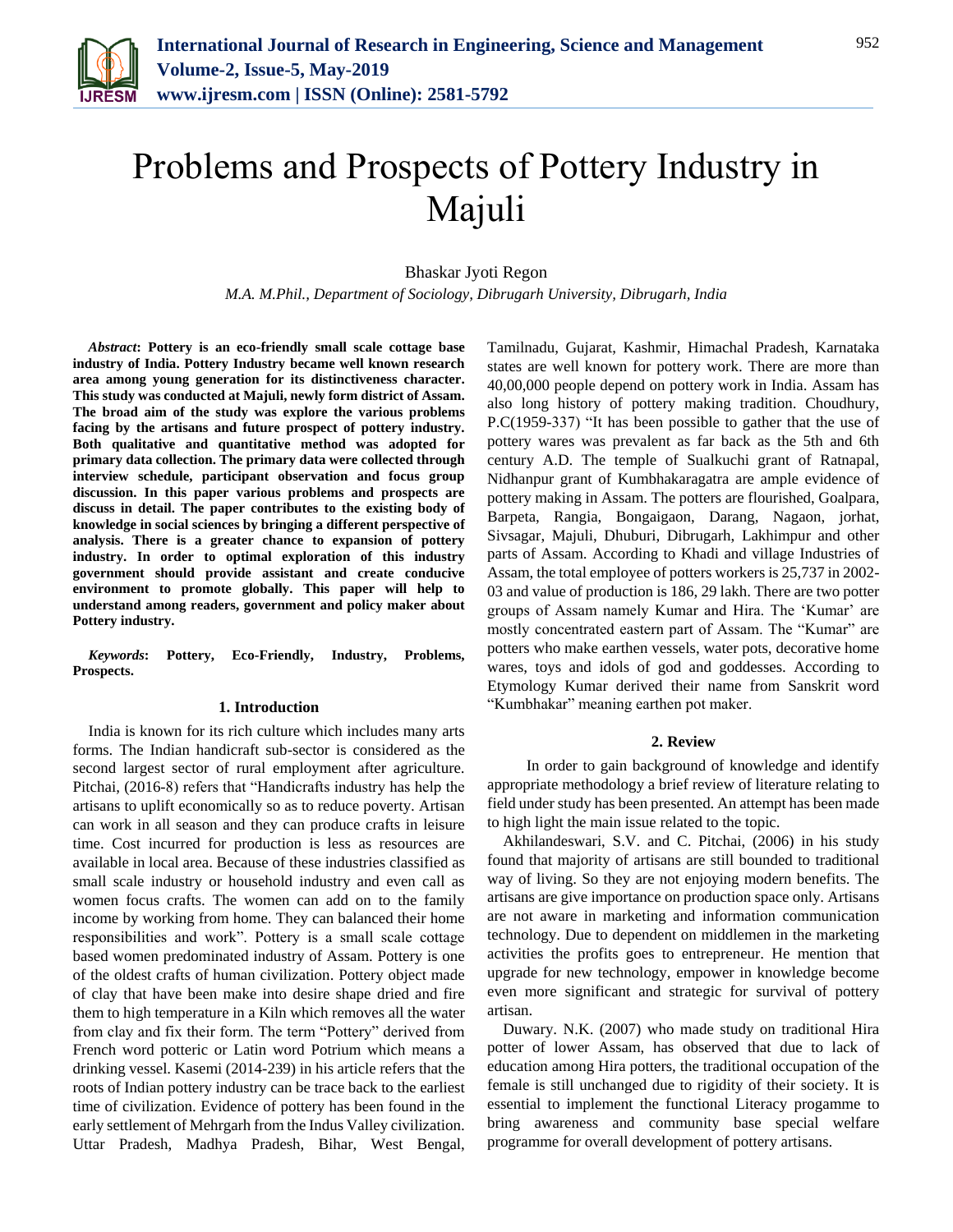# Problems and Prospects of Pottery Industry in Majuli

Bhaskar Jyoti Regon

*M.A. M.Phil., Department of Sociology, Dibrugarh University, Dibrugarh, India*

***Abstract*: Pottery is an eco-friendly small scale cottage base industry of India. Pottery Industry became well known research area among young generation for its distinctiveness character. This study was conducted at Majuli, newly form district of Assam. The broad aim of the study was explore the various problems facing by the artisans and future prospect of pottery industry. Both qualitative and quantitative method was adopted for primary data collection. The primary data were collected through interview schedule, participant observation and focus group discussion. In this paper various problems and prospects are discuss in detail. The paper contributes to the existing body of knowledge in social sciences by bringing a different perspective of analysis. There is a greater chance to expansion of pottery industry. In order to optimal exploration of this industry government should provide assistant and create conducive environment to promote globally. This paper will help to understand among readers, government and policy maker about Pottery industry.**

***Keywords*: Pottery, Eco-Friendly, Industry, Problems, Prospects.**

## 1. Introduction

India is known for its rich culture which includes many arts forms. The Indian handicraft sub-sector is considered as the second largest sector of rural employment after agriculture. Pitchai, (2016-8) refers that "Handicrafts industry has help the artisans to uplift economically so as to reduce poverty. Artisan can work in all season and they can produce crafts in leisure time. Cost incurred for production is less as resources are available in local area. Because of these industries classified as small scale industry or household industry and even call as women focus crafts. The women can add on to the family income by working from home. They can balanced their home responsibilities and work". Pottery is a small scale cottage based women predominated industry of Assam. Pottery is one of the oldest crafts of human civilization. Pottery object made of clay that have been make into desire shape dried and fire them to high temperature in a Kiln which removes all the water from clay and fix their form. The term "Pottery" derived from French word potteric or Latin word Potrium which means a drinking vessel. Kasemi (2014-239) in his article refers that the roots of Indian pottery industry can be trace back to the earliest time of civilization. Evidence of pottery has been found in the early settlement of Mehrgarh from the Indus Valley civilization. Uttar Pradesh, Madhya Pradesh, Bihar, West Bengal, Tamilnadu, Gujarat, Kashmir, Himachal Pradesh, Karnataka states are well known for pottery work. There are more than 40,00,000 people depend on pottery work in India. Assam has also long history of pottery making tradition. Choudhury, P.C(1959-337) "It has been possible to gather that the use of pottery wares was prevalent as far back as the 5th and 6th century A.D. The temple of Sualkuchi grant of Ratnapal, Nidhanpur grant of Kumbhakaragatra are ample evidence of pottery making in Assam. The potters are flourished, Goalpara, Barpeta, Rangia, Bongaigaon, Darang, Nagaon, jorhat, Sivsagar, Majuli, Dhuburi, Dibrugarh, Lakhimpur and other parts of Assam. According to Khadi and village Industries of Assam, the total employee of potters workers is 25,737 in 2002-03 and value of production is 186, 29 lakh. There are two potter groups of Assam namely Kumar and Hira. The 'Kumar' are mostly concentrated eastern part of Assam. The "Kumar" are potters who make earthen vessels, water pots, decorative home wares, toys and idols of god and goddesses. According to Etymology Kumar derived their name from Sanskrit word "Kumbhakar" meaning earthen pot maker.

## 2. Review

In order to gain background of knowledge and identify appropriate methodology a brief review of literature relating to field under study has been presented. An attempt has been made to high light the main issue related to the topic.

Akhilandeswari, S.V. and C. Pitchai, (2006) in his study found that majority of artisans are still bounded to traditional way of living. So they are not enjoying modern benefits. The artisans are give importance on production space only. Artisans are not aware in marketing and information communication technology. Due to dependent on middlemen in the marketing activities the profits goes to entrepreneur. He mention that upgrade for new technology, empower in knowledge become even more significant and strategic for survival of pottery artisan.

Duwary. N.K. (2007) who made study on traditional Hira potter of lower Assam, has observed that due to lack of education among Hira potters, the traditional occupation of the female is still unchanged due to rigidity of their society. It is essential to implement the functional Literacy progamme to bring awareness and community base special welfare programme for overall development of pottery artisans.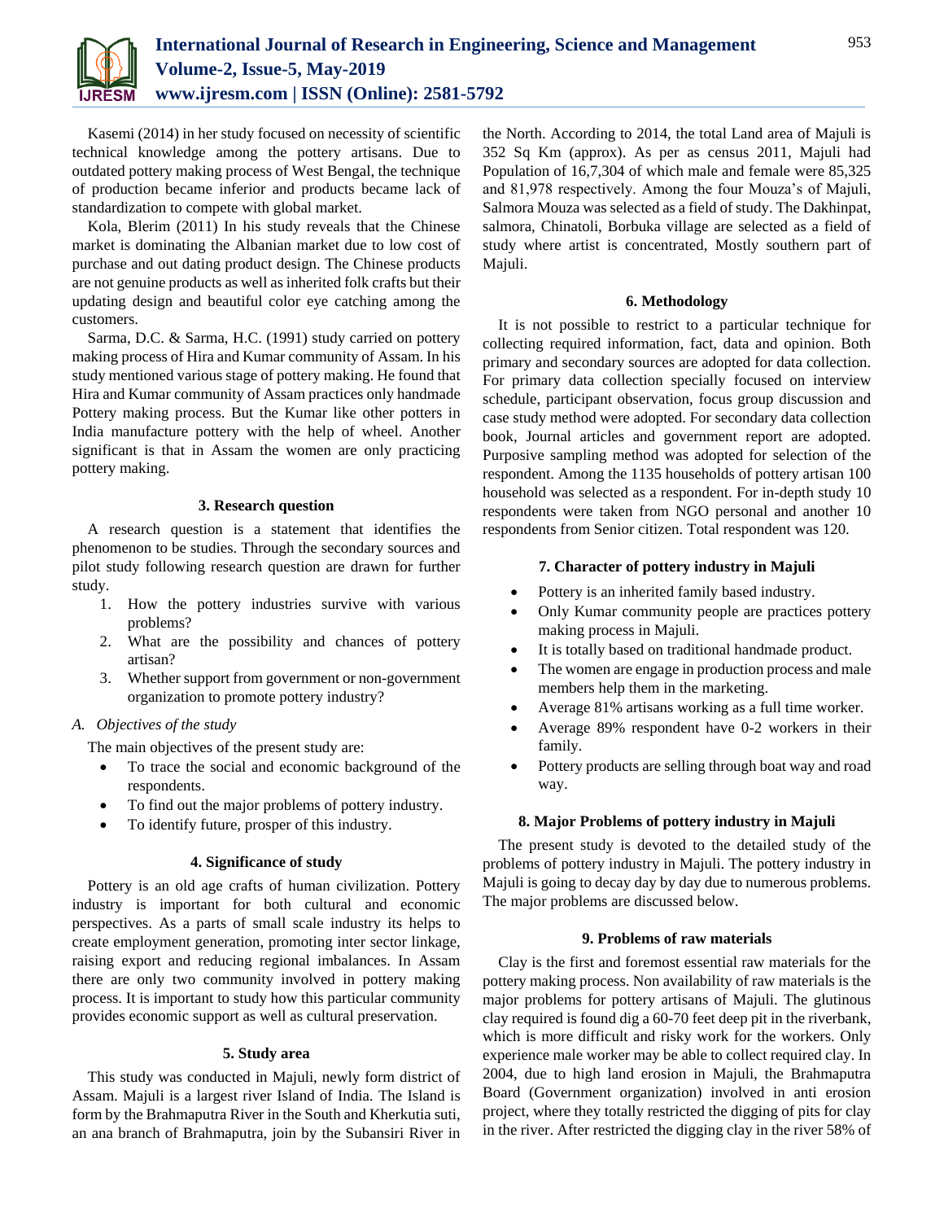Kasemi (2014) in her study focused on necessity of scientific technical knowledge among the pottery artisans. Due to outdated pottery making process of West Bengal, the technique of production became inferior and products became lack of standardization to compete with global market.

Kola, Blerim (2011) In his study reveals that the Chinese market is dominating the Albanian market due to low cost of purchase and out dating product design. The Chinese products are not genuine products as well as inherited folk crafts but their updating design and beautiful color eye catching among the customers.

Sarma, D.C. & Sarma, H.C. (1991) study carried on pottery making process of Hira and Kumar community of Assam. In his study mentioned various stage of pottery making. He found that Hira and Kumar community of Assam practices only handmade Pottery making process. But the Kumar like other potters in India manufacture pottery with the help of wheel. Another significant is that in Assam the women are only practicing pottery making.

## 3. Research question

A research question is a statement that identifies the phenomenon to be studies. Through the secondary sources and pilot study following research question are drawn for further study.

1. How the pottery industries survive with various problems?
2. What are the possibility and chances of pottery artisan?
3. Whether support from government or non-government organization to promote pottery industry?

### A. *Objectives of the study*

The main objectives of the present study are:

- To trace the social and economic background of the respondents.
- To find out the major problems of pottery industry.
- To identify future, prosper of this industry.

## 4. Significance of study

Pottery is an old age crafts of human civilization. Pottery industry is important for both cultural and economic perspectives. As a parts of small scale industry its helps to create employment generation, promoting inter sector linkage, raising export and reducing regional imbalances. In Assam there are only two community involved in pottery making process. It is important to study how this particular community provides economic support as well as cultural preservation.

## 5. Study area

This study was conducted in Majuli, newly form district of Assam. Majuli is a largest river Island of India. The Island is form by the Brahmaputra River in the South and Kherkutia suti, an ana branch of Brahmaputra, join by the Subansiri River in the North. According to 2014, the total Land area of Majuli is 352 Sq Km (approx). As per as census 2011, Majuli had Population of 16,7,304 of which male and female were 85,325 and 81,978 respectively. Among the four Mouza's of Majuli, Salmora Mouza was selected as a field of study. The Dakhinpat, salmora, Chinatoli, Borbuka village are selected as a field of study where artist is concentrated, Mostly southern part of Majuli.

## 6. Methodology

It is not possible to restrict to a particular technique for collecting required information, fact, data and opinion. Both primary and secondary sources are adopted for data collection. For primary data collection specially focused on interview schedule, participant observation, focus group discussion and case study method were adopted. For secondary data collection book, Journal articles and government report are adopted. Purposive sampling method was adopted for selection of the respondent. Among the 1135 households of pottery artisan 100 household was selected as a respondent. For in-depth study 10 respondents were taken from NGO personal and another 10 respondents from Senior citizen. Total respondent was 120.

## 7. Character of pottery industry in Majuli

- Pottery is an inherited family based industry.
- Only Kumar community people are practices pottery making process in Majuli.
- It is totally based on traditional handmade product.
- The women are engage in production process and male members help them in the marketing.
- Average 81% artisans working as a full time worker.
- Average 89% respondent have 0-2 workers in their family.
- Pottery products are selling through boat way and road way.

## 8. Major Problems of pottery industry in Majuli

The present study is devoted to the detailed study of the problems of pottery industry in Majuli. The pottery industry in Majuli is going to decay day by day due to numerous problems. The major problems are discussed below.

## 9. Problems of raw materials

Clay is the first and foremost essential raw materials for the pottery making process. Non availability of raw materials is the major problems for pottery artisans of Majuli. The glutinous clay required is found dig a 60-70 feet deep pit in the riverbank, which is more difficult and risky work for the workers. Only experience male worker may be able to collect required clay. In 2004, due to high land erosion in Majuli, the Brahmaputra Board (Government organization) involved in anti erosion project, where they totally restricted the digging of pits for clay in the river. After restricted the digging clay in the river 58% of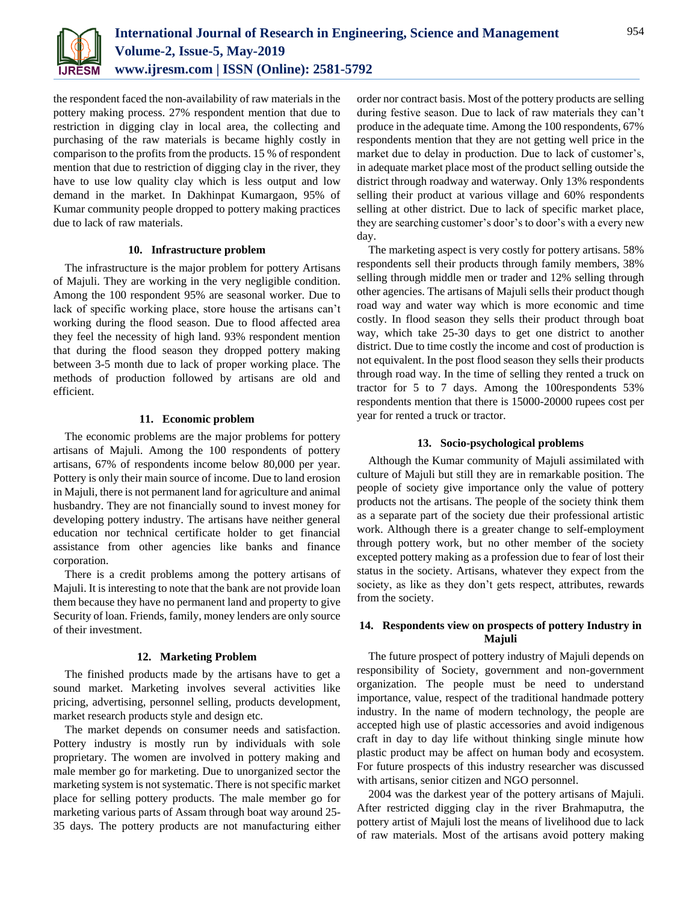the respondent faced the non-availability of raw materials in the pottery making process. 27% respondent mention that due to restriction in digging clay in local area, the collecting and purchasing of the raw materials is became highly costly in comparison to the profits from the products. 15 % of respondent mention that due to restriction of digging clay in the river, they have to use low quality clay which is less output and low demand in the market. In Dakhinpat Kumargaon, 95% of Kumar community people dropped to pottery making practices due to lack of raw materials.

### 10. Infrastructure problem

The infrastructure is the major problem for pottery Artisans of Majuli. They are working in the very negligible condition. Among the 100 respondent 95% are seasonal worker. Due to lack of specific working place, store house the artisans can't working during the flood season. Due to flood affected area they feel the necessity of high land. 93% respondent mention that during the flood season they dropped pottery making between 3-5 month due to lack of proper working place. The methods of production followed by artisans are old and efficient.

### 11. Economic problem

The economic problems are the major problems for pottery artisans of Majuli. Among the 100 respondents of pottery artisans, 67% of respondents income below 80,000 per year. Pottery is only their main source of income. Due to land erosion in Majuli, there is not permanent land for agriculture and animal husbandry. They are not financially sound to invest money for developing pottery industry. The artisans have neither general education nor technical certificate holder to get financial assistance from other agencies like banks and finance corporation.

There is a credit problems among the pottery artisans of Majuli. It is interesting to note that the bank are not provide loan them because they have no permanent land and property to give Security of loan. Friends, family, money lenders are only source of their investment.

### 12. Marketing Problem

The finished products made by the artisans have to get a sound market. Marketing involves several activities like pricing, advertising, personnel selling, products development, market research products style and design etc.

The market depends on consumer needs and satisfaction. Pottery industry is mostly run by individuals with sole proprietary. The women are involved in pottery making and male member go for marketing. Due to unorganized sector the marketing system is not systematic. There is not specific market place for selling pottery products. The male member go for marketing various parts of Assam through boat way around 25-35 days. The pottery products are not manufacturing either order nor contract basis. Most of the pottery products are selling during festive season. Due to lack of raw materials they can't produce in the adequate time. Among the 100 respondents, 67% respondents mention that they are not getting well price in the market due to delay in production. Due to lack of customer's, in adequate market place most of the product selling outside the district through roadway and waterway. Only 13% respondents selling their product at various village and 60% respondents selling at other district. Due to lack of specific market place, they are searching customer's door's to door's with a every new day.

The marketing aspect is very costly for pottery artisans. 58% respondents sell their products through family members, 38% selling through middle men or trader and 12% selling through other agencies. The artisans of Majuli sells their product though road way and water way which is more economic and time costly. In flood season they sells their product through boat way, which take 25-30 days to get one district to another district. Due to time costly the income and cost of production is not equivalent. In the post flood season they sells their products through road way. In the time of selling they rented a truck on tractor for 5 to 7 days. Among the 100respondents 53% respondents mention that there is 15000-20000 rupees cost per year for rented a truck or tractor.

### 13. Socio-psychological problems

Although the Kumar community of Majuli assimilated with culture of Majuli but still they are in remarkable position. The people of society give importance only the value of pottery products not the artisans. The people of the society think them as a separate part of the society due their professional artistic work. Although there is a greater change to self-employment through pottery work, but no other member of the society excepted pottery making as a profession due to fear of lost their status in the society. Artisans, whatever they expect from the society, as like as they don't gets respect, attributes, rewards from the society.

### 14. Respondents view on prospects of pottery Industry in Majuli

The future prospect of pottery industry of Majuli depends on responsibility of Society, government and non-government organization. The people must be need to understand importance, value, respect of the traditional handmade pottery industry. In the name of modern technology, the people are accepted high use of plastic accessories and avoid indigenous craft in day to day life without thinking single minute how plastic product may be affect on human body and ecosystem. For future prospects of this industry researcher was discussed with artisans, senior citizen and NGO personnel.

2004 was the darkest year of the pottery artisans of Majuli. After restricted digging clay in the river Brahmaputra, the pottery artist of Majuli lost the means of livelihood due to lack of raw materials. Most of the artisans avoid pottery making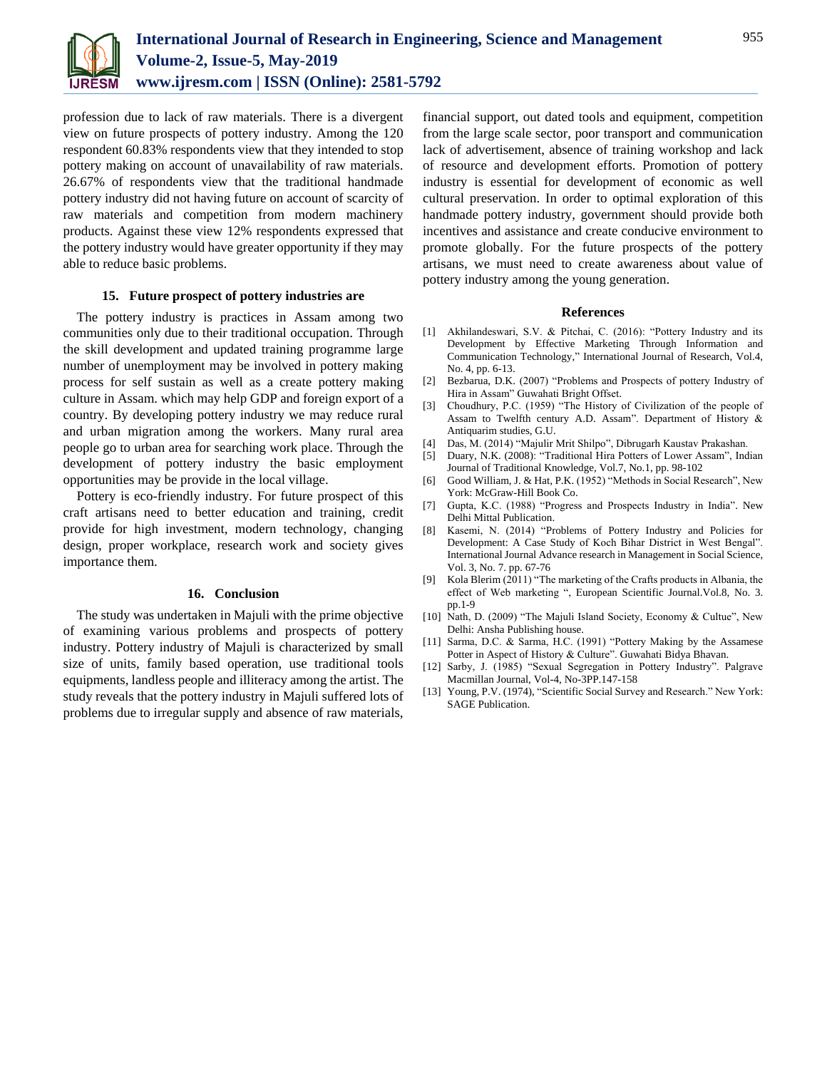profession due to lack of raw materials. There is a divergent view on future prospects of pottery industry. Among the 120 respondent 60.83% respondents view that they intended to stop pottery making on account of unavailability of raw materials. 26.67% of respondents view that the traditional handmade pottery industry did not having future on account of scarcity of raw materials and competition from modern machinery products. Against these view 12% respondents expressed that the pottery industry would have greater opportunity if they may able to reduce basic problems.

## 15. Future prospect of pottery industries are

The pottery industry is practices in Assam among two communities only due to their traditional occupation. Through the skill development and updated training programme large number of unemployment may be involved in pottery making process for self sustain as well as a create pottery making culture in Assam. which may help GDP and foreign export of a country. By developing pottery industry we may reduce rural and urban migration among the workers. Many rural area people go to urban area for searching work place. Through the development of pottery industry the basic employment opportunities may be provide in the local village.

Pottery is eco-friendly industry. For future prospect of this craft artisans need to better education and training, credit provide for high investment, modern technology, changing design, proper workplace, research work and society gives importance them.

## 16. Conclusion

The study was undertaken in Majuli with the prime objective of examining various problems and prospects of pottery industry. Pottery industry of Majuli is characterized by small size of units, family based operation, use traditional tools equipments, landless people and illiteracy among the artist. The study reveals that the pottery industry in Majuli suffered lots of problems due to irregular supply and absence of raw materials, financial support, out dated tools and equipment, competition from the large scale sector, poor transport and communication lack of advertisement, absence of training workshop and lack of resource and development efforts. Promotion of pottery industry is essential for development of economic as well cultural preservation. In order to optimal exploration of this handmade pottery industry, government should provide both incentives and assistance and create conducive environment to promote globally. For the future prospects of the pottery artisans, we must need to create awareness about value of pottery industry among the young generation.

## References

[1] Akhilandeswari, S.V. & Pitchai, C. (2016): "Pottery Industry and its Development by Effective Marketing Through Information and Communication Technology," International Journal of Research, Vol.4, No. 4, pp. 6-13.

[2] Bezbarua, D.K. (2007) "Problems and Prospects of pottery Industry of Hira in Assam" Guwahati Bright Offset.

[3] Choudhury, P.C. (1959) "The History of Civilization of the people of Assam to Twelfth century A.D. Assam". Department of History & Antiquarim studies, G.U.

[4] Das, M. (2014) "Majulir Mrit Shilpo", Dibrugarh Kaustav Prakashan.

[5] Duary, N.K. (2008): "Traditional Hira Potters of Lower Assam", Indian Journal of Traditional Knowledge, Vol.7, No.1, pp. 98-102

[6] Good William, J. & Hat, P.K. (1952) "Methods in Social Research", New York: McGraw-Hill Book Co.

[7] Gupta, K.C. (1988) "Progress and Prospects Industry in India". New Delhi Mittal Publication.

[8] Kasemi, N. (2014) "Problems of Pottery Industry and Policies for Development: A Case Study of Koch Bihar District in West Bengal". International Journal Advance research in Management in Social Science, Vol. 3, No. 7. pp. 67-76

[9] Kola Blerim (2011) "The marketing of the Crafts products in Albania, the effect of Web marketing ", European Scientific Journal.Vol.8, No. 3. pp.1-9

[10] Nath, D. (2009) "The Majuli Island Society, Economy & Cultue", New Delhi: Ansha Publishing house.

[11] Sarma, D.C. & Sarma, H.C. (1991) "Pottery Making by the Assamese Potter in Aspect of History & Culture". Guwahati Bidya Bhavan.

[12] Sarby, J. (1985) "Sexual Segregation in Pottery Industry". Palgrave Macmillan Journal, Vol-4, No-3PP.147-158

[13] Young, P.V. (1974), "Scientific Social Survey and Research." New York: SAGE Publication.